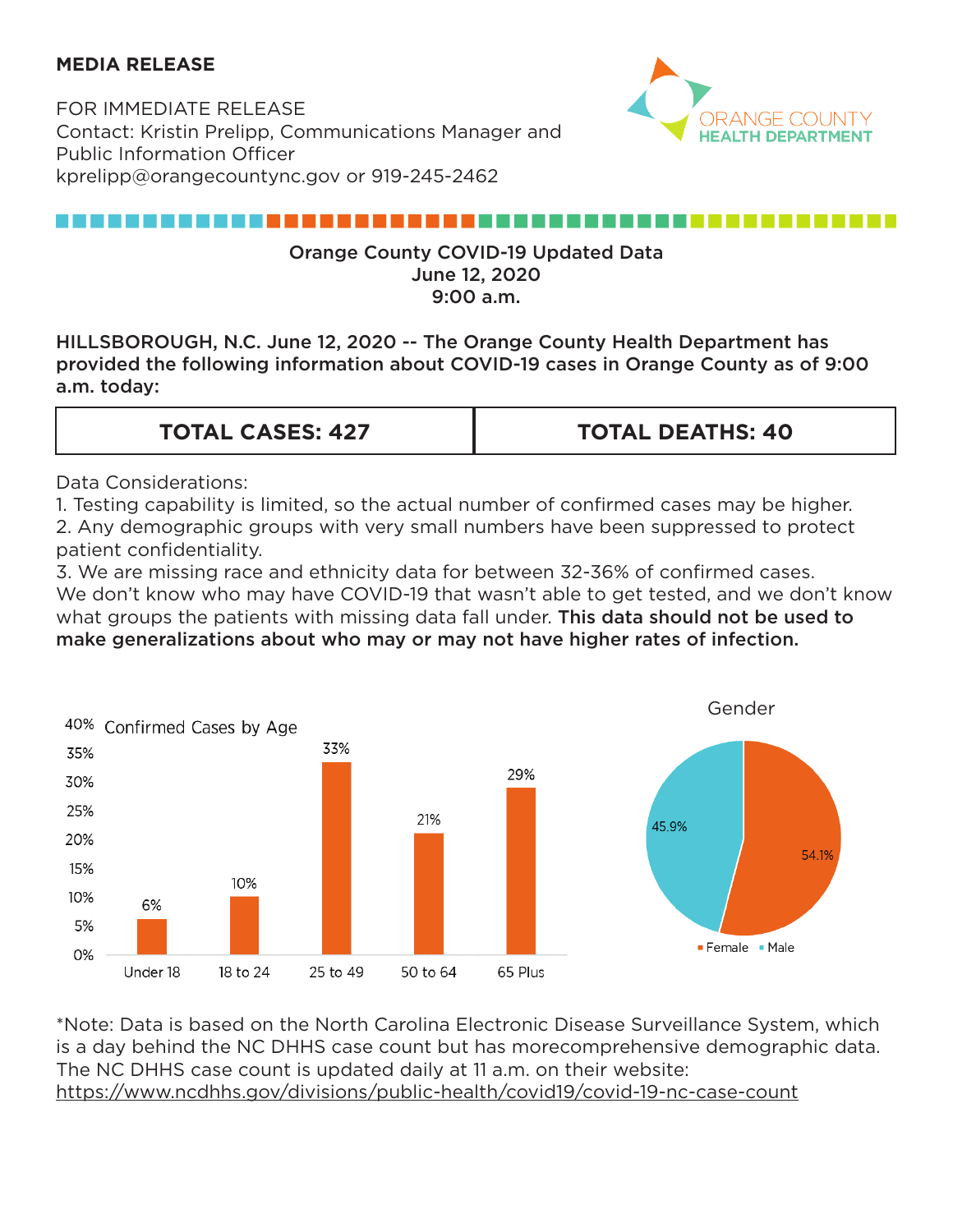**MEDIA RELEASE**

FOR IMMEDIATE RELEASE
Contact: Kristin Prelipp, Communications Manager and Public Information Officer
kprelipp@orangecountync.gov or 919-245-2462

ORANGE COUNTY HEALTH DEPARTMENT

## Orange County COVID-19 Updated Data
## June 12, 2020
## 9:00 a.m.

**HILLSBOROUGH, N.C. June 12, 2020 -- The Orange County Health Department has provided the following information about COVID-19 cases in Orange County as of 9:00 a.m. today:**

| **TOTAL CASES: 427** | **TOTAL DEATHS: 40** |
| --- | --- |

Data Considerations:
1. Testing capability is limited, so the actual number of confirmed cases may be higher.
2. Any demographic groups with very small numbers have been suppressed to protect patient confidentiality.
3. We are missing race and ethnicity data for between 32-36% of confirmed cases.

We don't know who may have COVID-19 that wasn't able to get tested, and we don't know what groups the patients with missing data fall under. **This data should not be used to make generalizations about who may or may not have higher rates of infection.**

Confirmed Cases by Age

| Age | Percent |
| --- | --- |
| Under 18 | 6% |
| 18 to 24 | 10% |
| 25 to 49 | 33% |
| 50 to 64 | 21% |
| 65 Plus | 29% |

Gender

| Gender | Percent |
| --- | --- |
| Female | 54.1% |
| Male | 45.9% |

*Note: Data is based on the North Carolina Electronic Disease Surveillance System, which is a day behind the NC DHHS case count but has morecomprehensive demographic data. The NC DHHS case count is updated daily at 11 a.m. on their website: https://www.ncdhhs.gov/divisions/public-health/covid19/covid-19-nc-case-count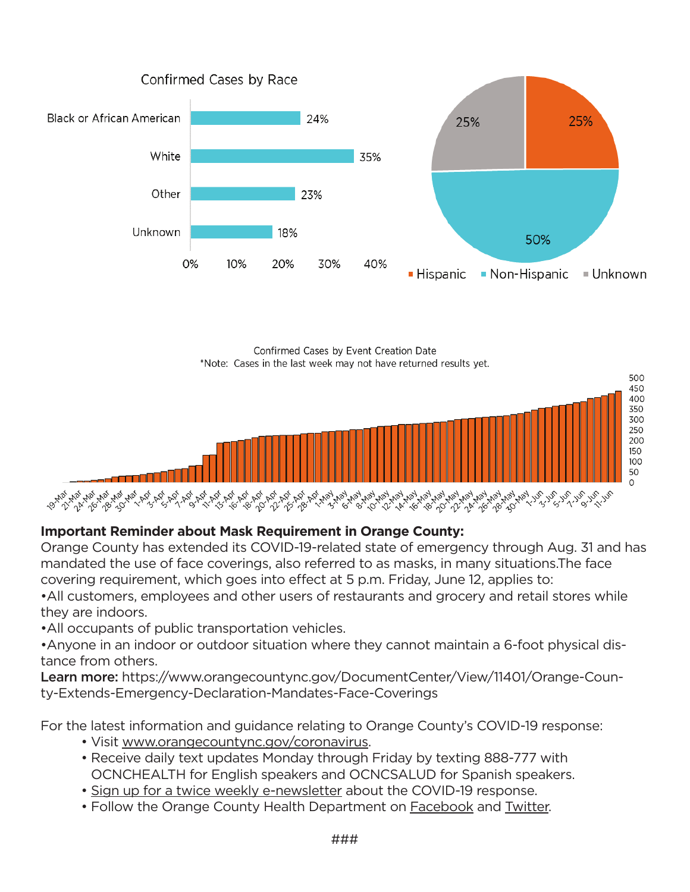Confirmed Cases by Race

Black or African American 24%

White 35%

Other 23%

Unknown 18%

0% 10% 20% 30% 40%

25% 25% 50%

Hispanic Non-Hispanic Unknown

Confirmed Cases by Event Creation Date
*Note: Cases in the last week may not have returned results yet.

500 450 400 350 300 250 200 150 100 50 0

19-Mar 21-Mar 24-Mar 26-Mar 28-Mar 30-Mar 1-Apr 3-Apr 5-Apr 7-Apr 9-Apr 11-Apr 13-Apr 16-Apr 18-Apr 20-Apr 22-Apr 25-Apr 28-Apr 1-May 3-May 6-May 8-May 10-May 12-May 14-May 16-May 18-May 20-May 22-May 24-May 26-May 28-May 30-May 1-Jun 3-Jun 5-Jun 7-Jun 9-Jun 11-Jun

**Important Reminder about Mask Requirement in Orange County:**
Orange County has extended its COVID-19-related state of emergency through Aug. 31 and has mandated the use of face coverings, also referred to as masks, in many situations.The face covering requirement, which goes into effect at 5 p.m. Friday, June 12, applies to:

- All customers, employees and other users of restaurants and grocery and retail stores while they are indoors.
- All occupants of public transportation vehicles.
- Anyone in an indoor or outdoor situation where they cannot maintain a 6-foot physical distance from others.

**Learn more:** https://www.orangecountync.gov/DocumentCenter/View/11401/Orange-County-Extends-Emergency-Declaration-Mandates-Face-Coverings

For the latest information and guidance relating to Orange County's COVID-19 response:

- Visit www.orangecountync.gov/coronavirus.
- Receive daily text updates Monday through Friday by texting 888-777 with OCNCHEALTH for English speakers and OCNCSALUD for Spanish speakers.
- Sign up for a twice weekly e-newsletter about the COVID-19 response.
- Follow the Orange County Health Department on Facebook and Twitter.

###